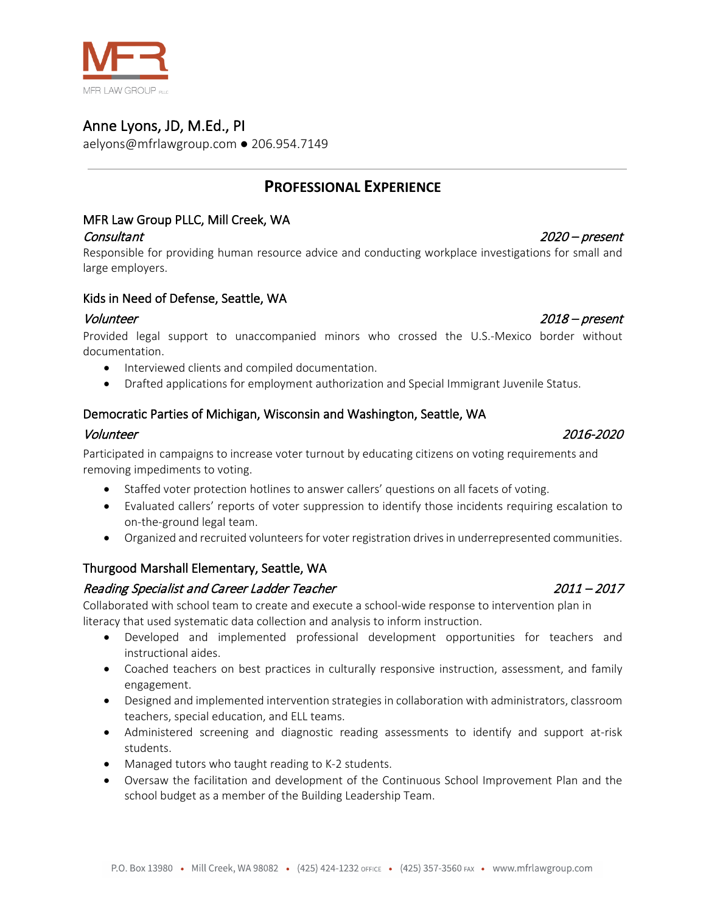MFR LAW GROUP PLLC

# Anne Lyons, JD, M.Ed., PI

aelyons@mfrlawgroup.com ● 206.954.7149

## PROFESSIONAL EXPERIENCE

### MFR Law Group PLLC, Mill Creek, WA

*Consultant* — *2020 – present*

Responsible for providing human resource advice and conducting workplace investigations for small and large employers.

### Kids in Need of Defense, Seattle, WA

*Volunteer* — *2018 – present*

Provided legal support to unaccompanied minors who crossed the U.S.-Mexico border without documentation.

- Interviewed clients and compiled documentation.
- Drafted applications for employment authorization and Special Immigrant Juvenile Status.

### Democratic Parties of Michigan, Wisconsin and Washington, Seattle, WA

*Volunteer* — *2016-2020*

Participated in campaigns to increase voter turnout by educating citizens on voting requirements and removing impediments to voting.

- Staffed voter protection hotlines to answer callers' questions on all facets of voting.
- Evaluated callers' reports of voter suppression to identify those incidents requiring escalation to on-the-ground legal team.
- Organized and recruited volunteers for voter registration drives in underrepresented communities.

### Thurgood Marshall Elementary, Seattle, WA

*Reading Specialist and Career Ladder Teacher* — *2011 – 2017*

Collaborated with school team to create and execute a school-wide response to intervention plan in literacy that used systematic data collection and analysis to inform instruction.

- Developed and implemented professional development opportunities for teachers and instructional aides.
- Coached teachers on best practices in culturally responsive instruction, assessment, and family engagement.
- Designed and implemented intervention strategies in collaboration with administrators, classroom teachers, special education, and ELL teams.
- Administered screening and diagnostic reading assessments to identify and support at-risk students.
- Managed tutors who taught reading to K-2 students.
- Oversaw the facilitation and development of the Continuous School Improvement Plan and the school budget as a member of the Building Leadership Team.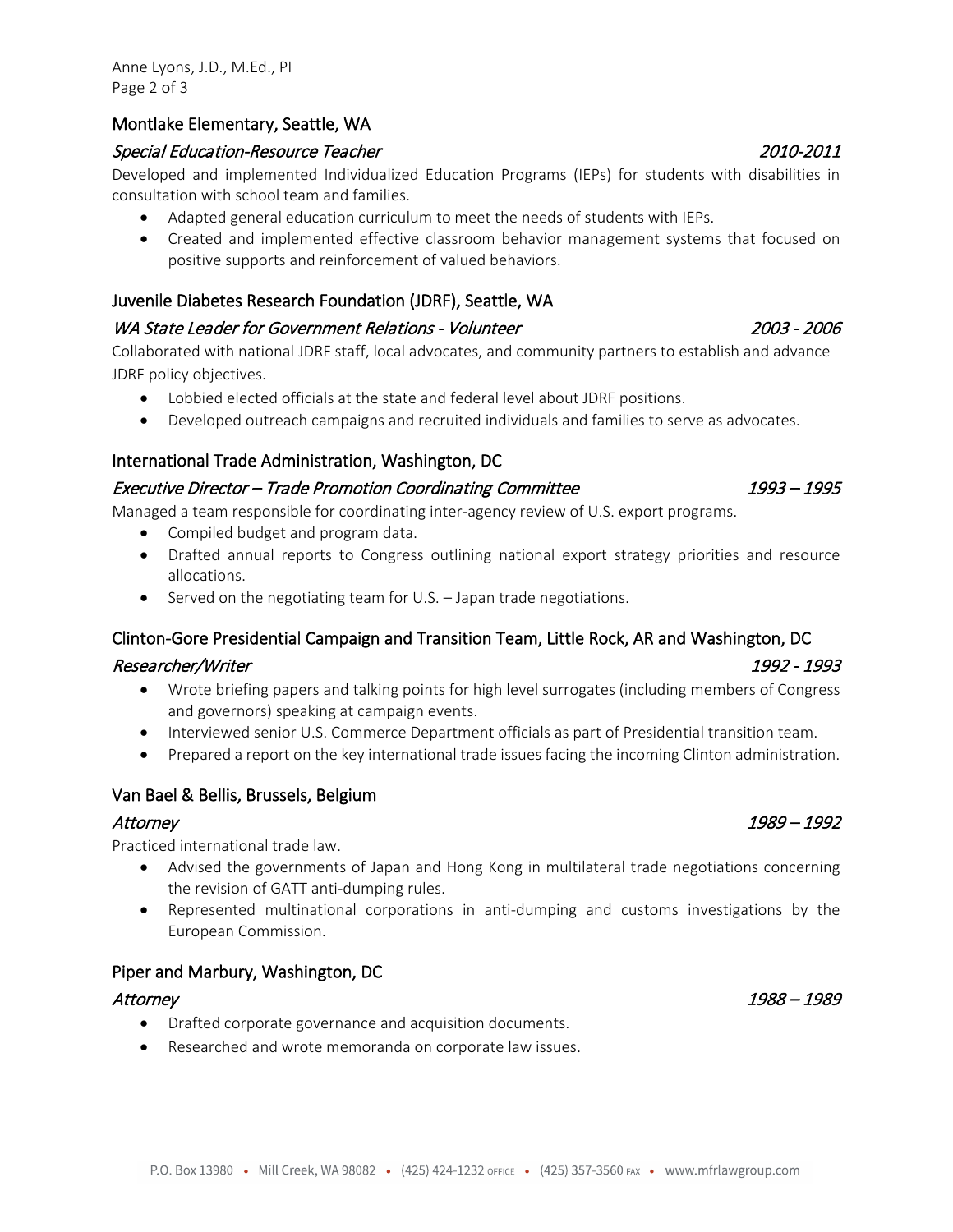## Montlake Elementary, Seattle, WA

### *Special Education-Resource Teacher* *2010-2011*

Developed and implemented Individualized Education Programs (IEPs) for students with disabilities in consultation with school team and families.

- Adapted general education curriculum to meet the needs of students with IEPs.
- Created and implemented effective classroom behavior management systems that focused on positive supports and reinforcement of valued behaviors.

## Juvenile Diabetes Research Foundation (JDRF), Seattle, WA

### *WA State Leader for Government Relations - Volunteer* *2003 - 2006*

Collaborated with national JDRF staff, local advocates, and community partners to establish and advance JDRF policy objectives.

- Lobbied elected officials at the state and federal level about JDRF positions.
- Developed outreach campaigns and recruited individuals and families to serve as advocates.

## International Trade Administration, Washington, DC

### *Executive Director – Trade Promotion Coordinating Committee* *1993 – 1995*

Managed a team responsible for coordinating inter-agency review of U.S. export programs.

- Compiled budget and program data.
- Drafted annual reports to Congress outlining national export strategy priorities and resource allocations.
- Served on the negotiating team for U.S. – Japan trade negotiations.

## Clinton-Gore Presidential Campaign and Transition Team, Little Rock, AR and Washington, DC

### *Researcher/Writer* *1992 - 1993*

- Wrote briefing papers and talking points for high level surrogates (including members of Congress and governors) speaking at campaign events.
- Interviewed senior U.S. Commerce Department officials as part of Presidential transition team.
- Prepared a report on the key international trade issues facing the incoming Clinton administration.

## Van Bael & Bellis, Brussels, Belgium

### *Attorney* *1989 – 1992*

Practiced international trade law.

- Advised the governments of Japan and Hong Kong in multilateral trade negotiations concerning the revision of GATT anti-dumping rules.
- Represented multinational corporations in anti-dumping and customs investigations by the European Commission.

## Piper and Marbury, Washington, DC

### *Attorney* *1988 – 1989*

- Drafted corporate governance and acquisition documents.
- Researched and wrote memoranda on corporate law issues.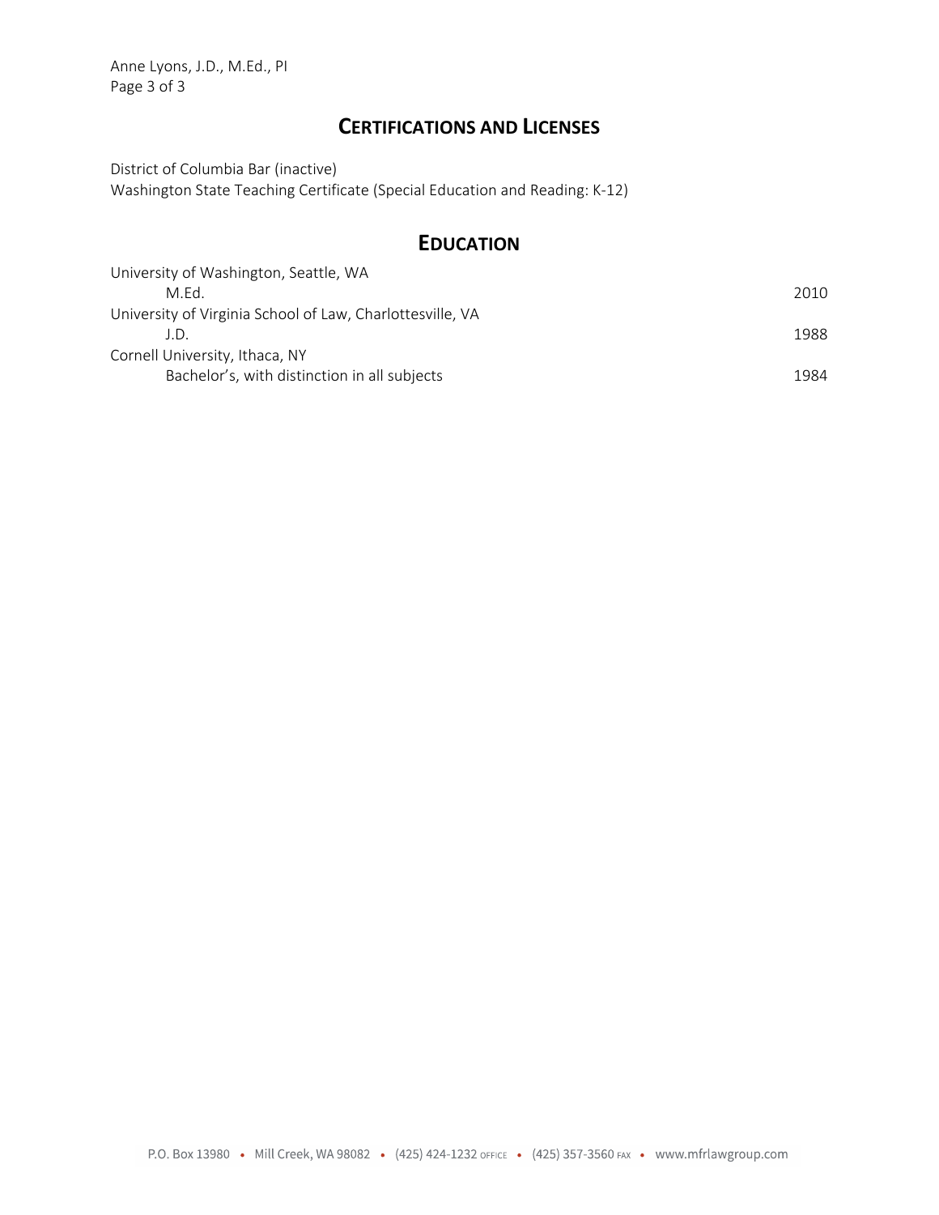## Certifications and Licenses

District of Columbia Bar (inactive)
Washington State Teaching Certificate (Special Education and Reading: K-12)

## Education

University of Washington, Seattle, WA
M.Ed. 2010

University of Virginia School of Law, Charlottesville, VA
J.D. 1988

Cornell University, Ithaca, NY
Bachelor's, with distinction in all subjects 1984